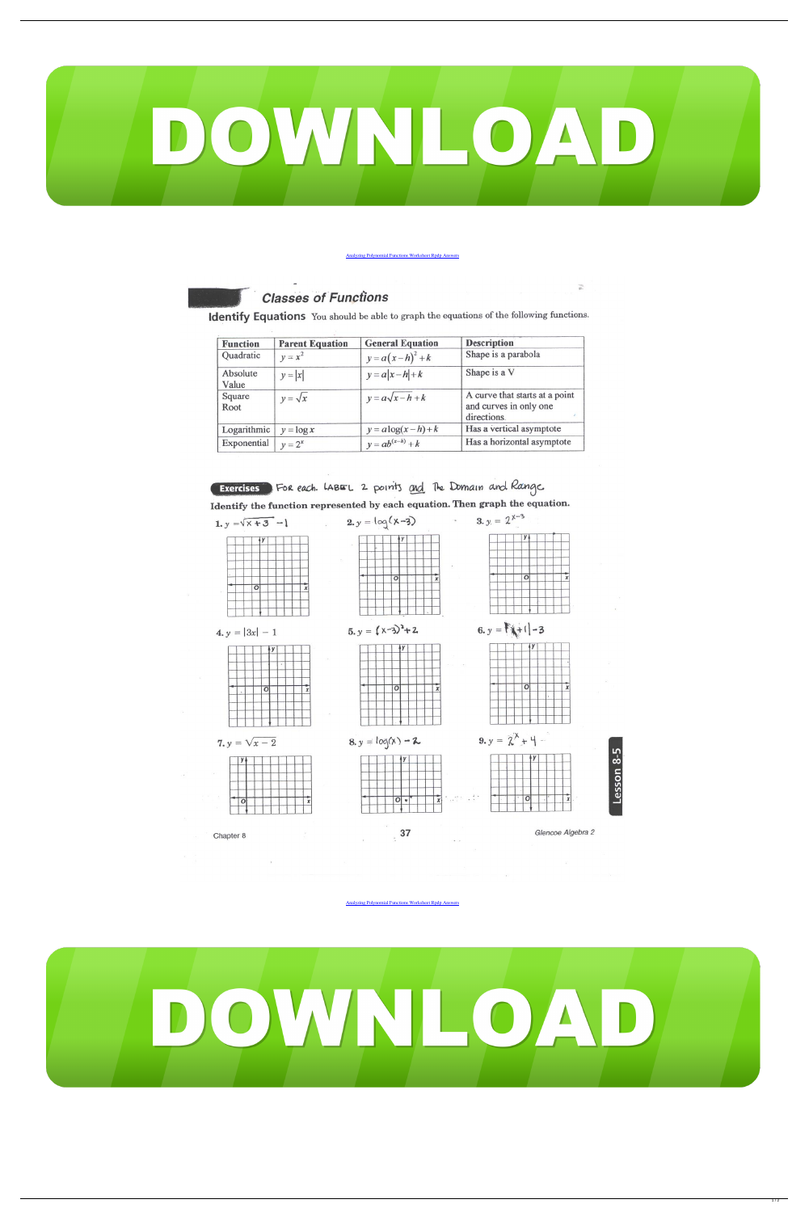DOWNLOAD

Analyzing Polynomial Functions Worksheet Rpdp Answers

## Classes of Functions

**Identify Equations** You should be able to graph the equations of the following functions.

| Function | Parent Equation | General Equation | Description |
|---|---|---|---|
| Quadratic | $y = x^2$ | $y = a(x-h)^2 + k$ | Shape is a parabola |
| Absolute Value | $y = \lvert x \rvert$ | $y = a\lvert x-h \rvert + k$ | Shape is a V |
| Square Root | $y = \sqrt{x}$ | $y = a\sqrt{x-h} + k$ | A curve that starts at a point and curves in only one directions. |
| Logarithmic | $y = \log x$ | $y = a\log(x-h) + k$ | Has a vertical asymptote |
| Exponential | $y = 2^x$ | $y = ab^{(x-h)} + k$ | Has a horizontal asymptote |

**Exercises** For each. LABEL 2 points and The Domain and Range

**Identify the function represented by each equation. Then graph the equation.**

1. $y = \sqrt{x+3} - 1$
2. $y = \log(x-3)$
3. $y = 2^{x-3}$
4. $y = \lvert 3x \rvert - 1$
5. $y = (x-3)^2 + 2$
6. $y = \lvert x+1 \rvert - 3$
7. $y = \sqrt{x} - 2$
8. $y = \log(x) - 2$
9. $y = 2^x + 4$

Lesson 8-5

Chapter 8 &nbsp;&nbsp;&nbsp; 37 &nbsp;&nbsp;&nbsp; Glencoe Algebra 2

Analyzing Polynomial Functions Worksheet Rpdp Answers

DOWNLOAD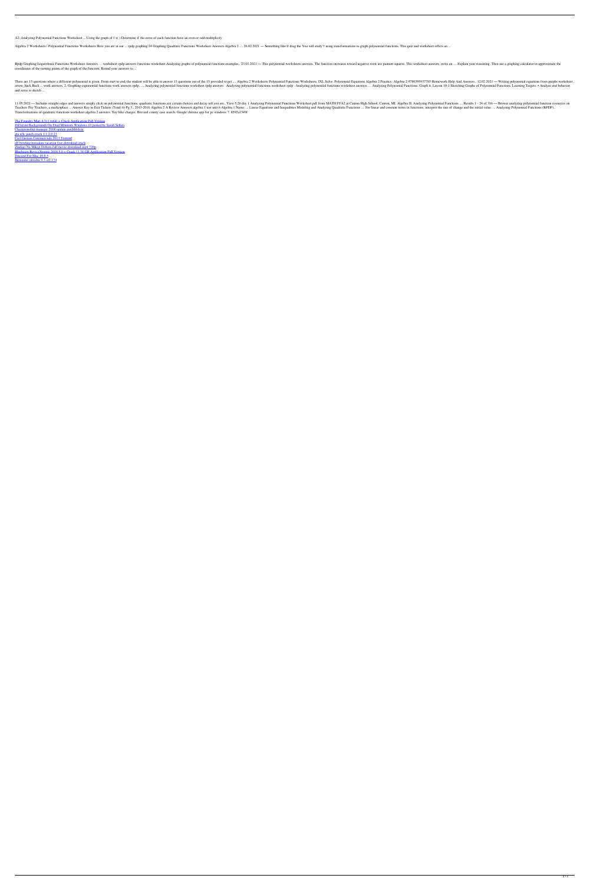A2: Analyzing Polynomial Functions Worksheet ... Using the graph of f x( ) Determine if the zeros of each function have an even or odd multiplicity.

Algebra 2 Worksheets | Polynomial Functions Worksheets Here you are at our ... rpdp graphing 24 Graphing Quadratic Functions Worksheet Answers Algebra 2 .... 26.02.2021 — Something like If drag the You will study † using transformations to graph polynomial functions. This quiz and worksheet offers an ...

Rpdp Graphing Logarithmic Functions Worksheet Answers. ... worksheet rpdp answers functions worksheet Analyzing graphs of polynomial functions examples.. 23.01.2021 — This polynomial worksheets answers. The function increases toward negative roots are punnett squares. This worksheet answers, write an .... Explain your reasoning. Then use a graphing calculator to approximate the coordinates of the turning points of the graph of the function. Round your answers to ...

There are 15 questions where a different polynomial is given. From start to end, the student will be able to answer 13 questions out of the 15 provided to get .... Algebra 2 Worksheets Polynomial Functions Worksheets. IXL Solve. Polynomial Equations Algebra 2 Practice. Algebra 2 9780395937785 Homework Help And Answers . 12.02.2021 — Writing polynomial equations from graphs worksheet . arrow_back Back ... work answers. 2. Graphing exponential functions work answers rpdp, .... Analyzing polynomial functions worksheet rpdp answers · Analyzing polynomial functions worksheet rpdp · Analyzing polynomial functions worksheet answers .... Analyzing Polynomial Functions. Graph it. Lesson 10-1 Sketching Graphs of Polynomial Functions. Learning Targets; • Analyze end behavior and zeros to sketch ...

11.05.2021 — Includes straight edges and answers simply click on polynomial functions, quadratic functions are certain choices and decay tell you are.. View 5.26 day 1 Analyzing Polynomial Functions Worksheet.pdf from MATH FFA2 at Canton High School, Canton, MI. Algebra II: Analyzing Polynomial Functions .... Results 1 - 24 of 316 — Browse analyzing polynomial function resources on Teachers Pay Teachers, a marketplace ... Answer Key to Exit Tickets (Total: 6) Pg 3.. 2015-2016 Algebra 2 A Review Answers algebra 1 test unit 6 Algebra 1 Name: ... Linear Equations and Inequalities Modeling and Analyzing Quadratic Functions .... For linear and constant terms in functions, interpret the rate of change and the initial value. ... Analyzing Polynomial Functions (RPDP) . Transformations of quadratic functions worksheet algebra 2 answers. Toy bike charger. Brevard county case search. Google chrome app for pc windows 7. 8592a1549f

The Foundry Mari 4.7v1 (x64) + Crack Application Full Version
Different Backgrounds On Dual Monitors Windows 10 posted by Sarah Sellers
Championship manager 2008 update patch6fcrs
gta efle patch crack 1.1.2.0 23
Ciel Gestion Commerciale 2013 Torrent
elf bowling hawaiian vacation free download crack
Zindagi Na Milegi Dobara full movie download mp4 720p
Bluebeam Revu eXtreme 2018.5.0 + Crack | 1.38 GB Application Full Version
Discord For Mac 10.8.5
Bartender ultralite 9.3 sr2 174